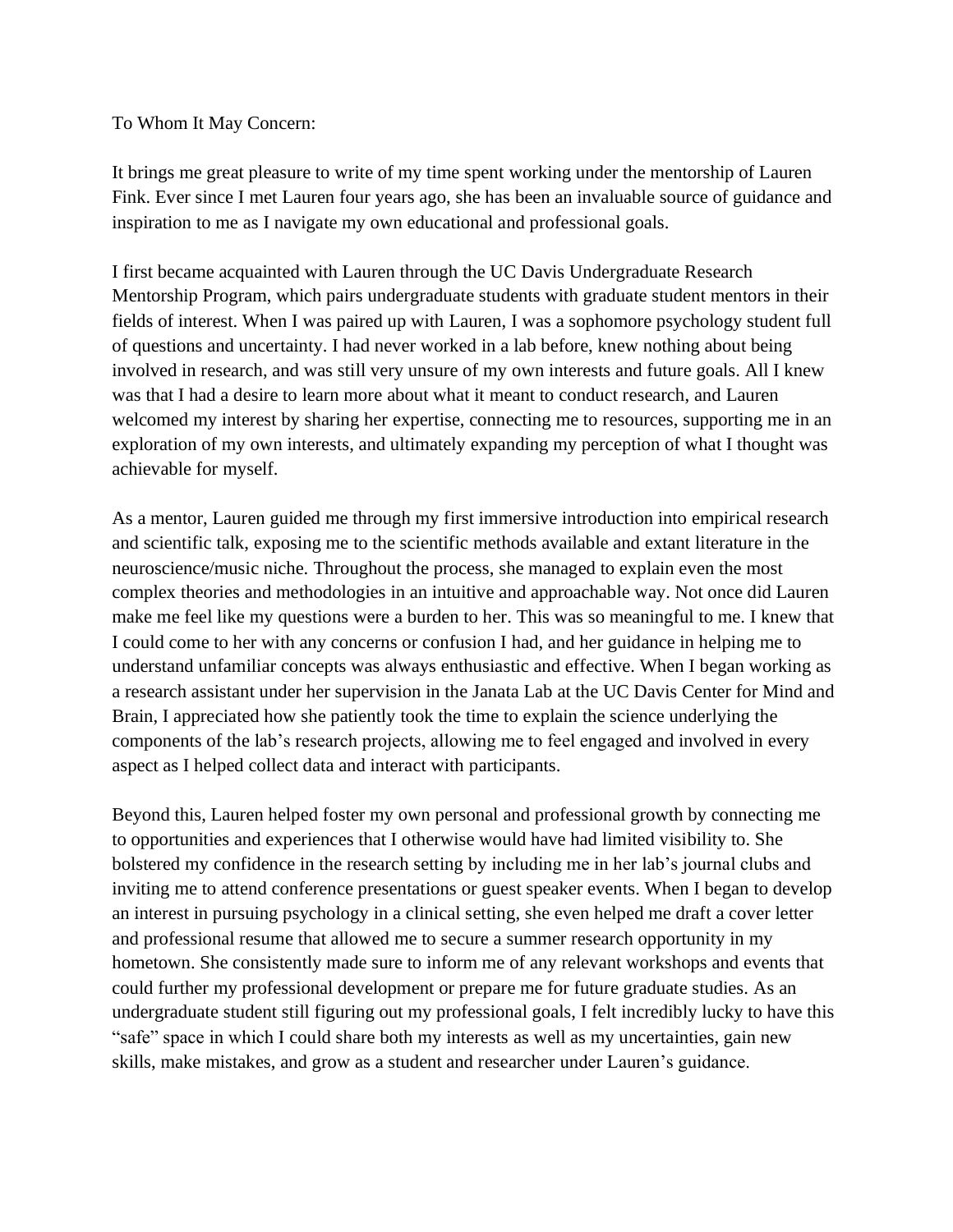To Whom It May Concern:

It brings me great pleasure to write of my time spent working under the mentorship of Lauren Fink. Ever since I met Lauren four years ago, she has been an invaluable source of guidance and inspiration to me as I navigate my own educational and professional goals.

I first became acquainted with Lauren through the UC Davis Undergraduate Research Mentorship Program, which pairs undergraduate students with graduate student mentors in their fields of interest. When I was paired up with Lauren, I was a sophomore psychology student full of questions and uncertainty. I had never worked in a lab before, knew nothing about being involved in research, and was still very unsure of my own interests and future goals. All I knew was that I had a desire to learn more about what it meant to conduct research, and Lauren welcomed my interest by sharing her expertise, connecting me to resources, supporting me in an exploration of my own interests, and ultimately expanding my perception of what I thought was achievable for myself.

As a mentor, Lauren guided me through my first immersive introduction into empirical research and scientific talk, exposing me to the scientific methods available and extant literature in the neuroscience/music niche. Throughout the process, she managed to explain even the most complex theories and methodologies in an intuitive and approachable way. Not once did Lauren make me feel like my questions were a burden to her. This was so meaningful to me. I knew that I could come to her with any concerns or confusion I had, and her guidance in helping me to understand unfamiliar concepts was always enthusiastic and effective. When I began working as a research assistant under her supervision in the Janata Lab at the UC Davis Center for Mind and Brain, I appreciated how she patiently took the time to explain the science underlying the components of the lab's research projects, allowing me to feel engaged and involved in every aspect as I helped collect data and interact with participants.

Beyond this, Lauren helped foster my own personal and professional growth by connecting me to opportunities and experiences that I otherwise would have had limited visibility to. She bolstered my confidence in the research setting by including me in her lab's journal clubs and inviting me to attend conference presentations or guest speaker events. When I began to develop an interest in pursuing psychology in a clinical setting, she even helped me draft a cover letter and professional resume that allowed me to secure a summer research opportunity in my hometown. She consistently made sure to inform me of any relevant workshops and events that could further my professional development or prepare me for future graduate studies. As an undergraduate student still figuring out my professional goals, I felt incredibly lucky to have this "safe" space in which I could share both my interests as well as my uncertainties, gain new skills, make mistakes, and grow as a student and researcher under Lauren's guidance.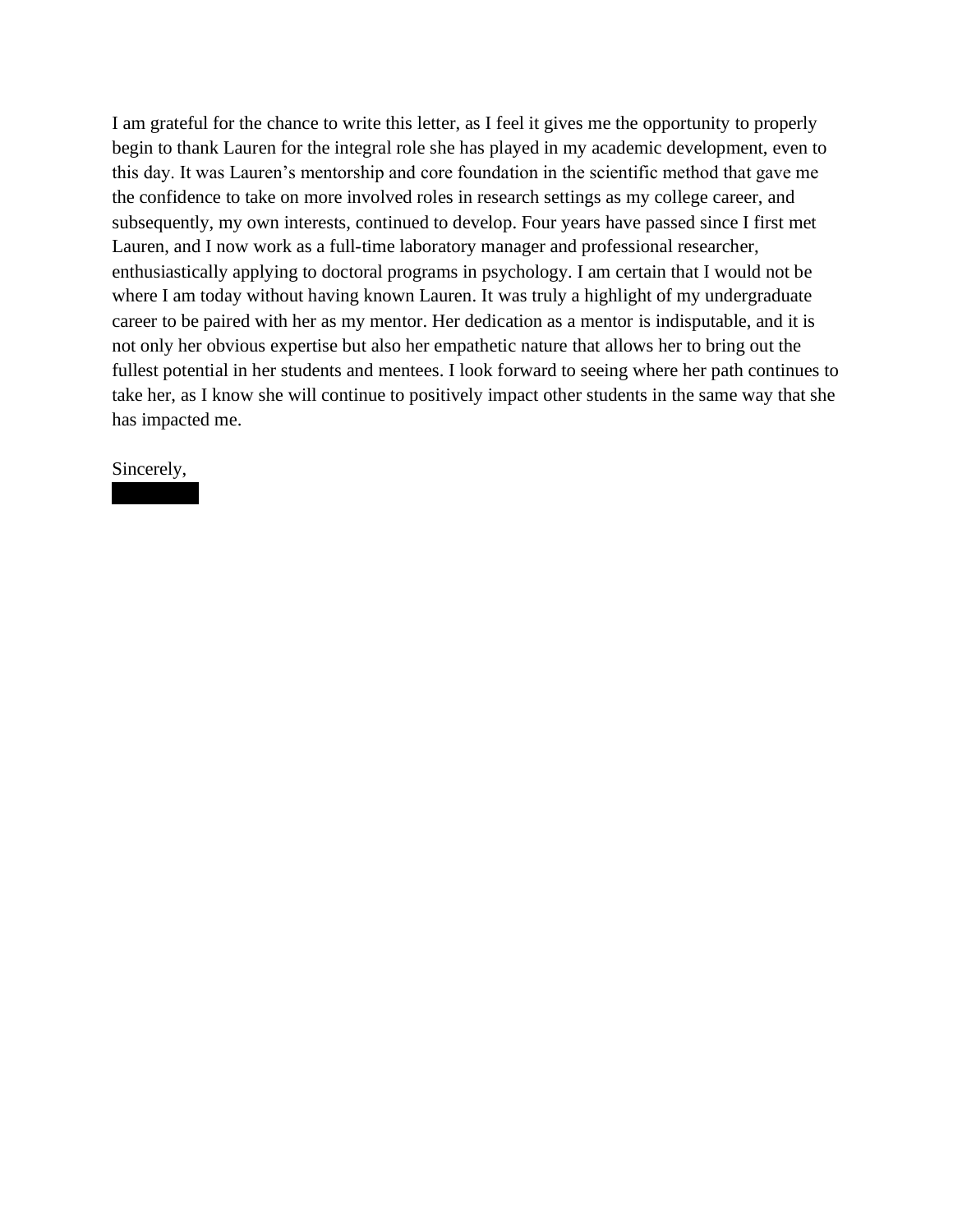I am grateful for the chance to write this letter, as I feel it gives me the opportunity to properly begin to thank Lauren for the integral role she has played in my academic development, even to this day. It was Lauren's mentorship and core foundation in the scientific method that gave me the confidence to take on more involved roles in research settings as my college career, and subsequently, my own interests, continued to develop. Four years have passed since I first met Lauren, and I now work as a full-time laboratory manager and professional researcher, enthusiastically applying to doctoral programs in psychology. I am certain that I would not be where I am today without having known Lauren. It was truly a highlight of my undergraduate career to be paired with her as my mentor. Her dedication as a mentor is indisputable, and it is not only her obvious expertise but also her empathetic nature that allows her to bring out the fullest potential in her students and mentees. I look forward to seeing where her path continues to take her, as I know she will continue to positively impact other students in the same way that she has impacted me.

Sincerely,